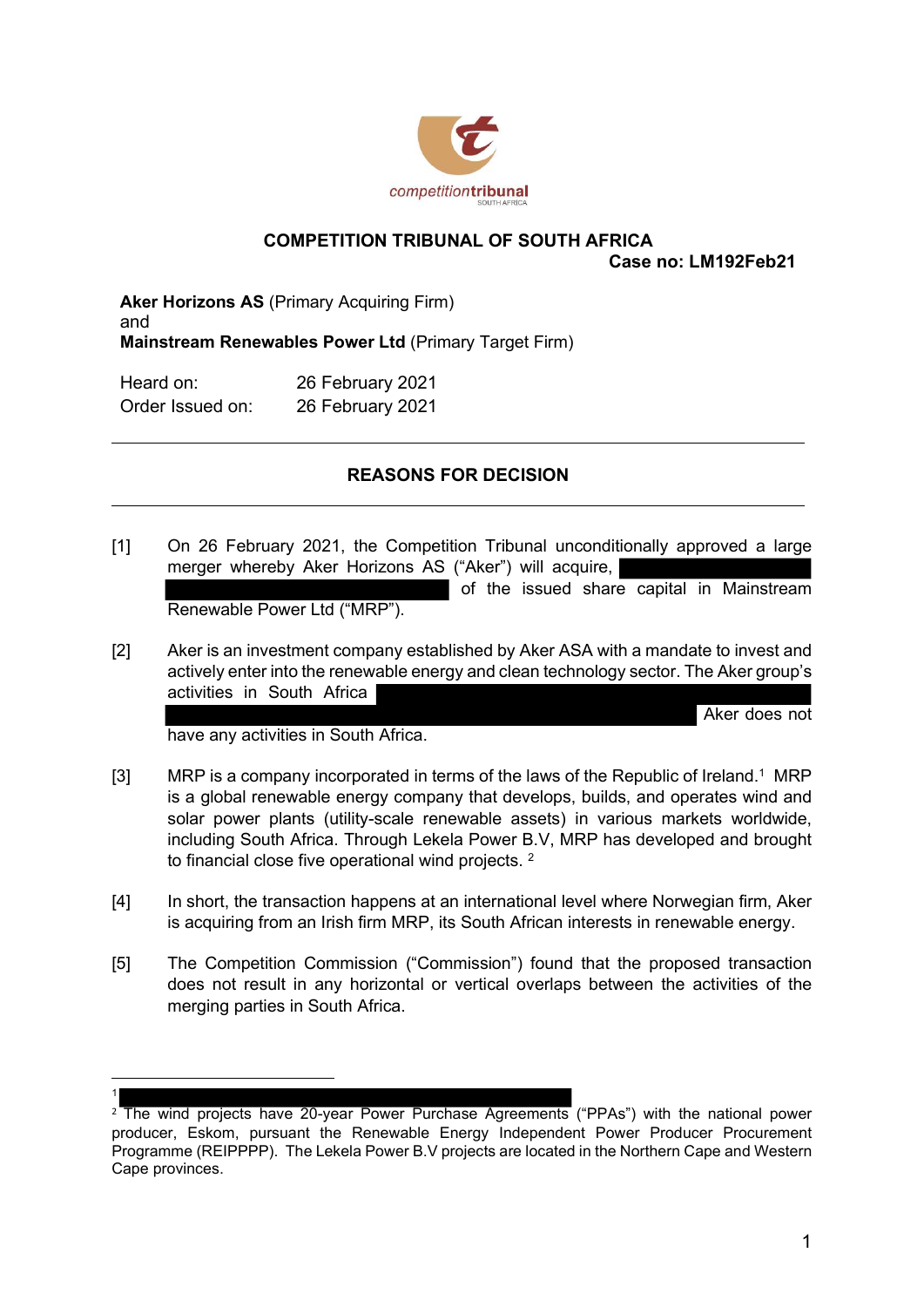competitiontribunal
SOUTH AFRICA

**COMPETITION TRIBUNAL OF SOUTH AFRICA**

**Case no: LM192Feb21**

**Aker Horizons AS** (Primary Acquiring Firm)
and
**Mainstream Renewables Power Ltd** (Primary Target Firm)

| | |
|---|---|
| Heard on: | 26 February 2021 |
| Order Issued on: | 26 February 2021 |

---

## REASONS FOR DECISION

---

[1] On 26 February 2021, the Competition Tribunal unconditionally approved a large merger whereby Aker Horizons AS ("Aker") will acquire, [REDACTED] of the issued share capital in Mainstream Renewable Power Ltd ("MRP").

[2] Aker is an investment company established by Aker ASA with a mandate to invest and actively enter into the renewable energy and clean technology sector. The Aker group's activities in South Africa [REDACTED] Aker does not have any activities in South Africa.

[3] MRP is a company incorporated in terms of the laws of the Republic of Ireland.[1] MRP is a global renewable energy company that develops, builds, and operates wind and solar power plants (utility-scale renewable assets) in various markets worldwide, including South Africa. Through Lekela Power B.V, MRP has developed and brought to financial close five operational wind projects.[2]

[4] In short, the transaction happens at an international level where Norwegian firm, Aker is acquiring from an Irish firm MRP, its South African interests in renewable energy.

[5] The Competition Commission ("Commission") found that the proposed transaction does not result in any horizontal or vertical overlaps between the activities of the merging parties in South Africa.

---

[1] [REDACTED]

[2] The wind projects have 20-year Power Purchase Agreements ("PPAs") with the national power producer, Eskom, pursuant the Renewable Energy Independent Power Producer Procurement Programme (REIPPPP). The Lekela Power B.V projects are located in the Northern Cape and Western Cape provinces.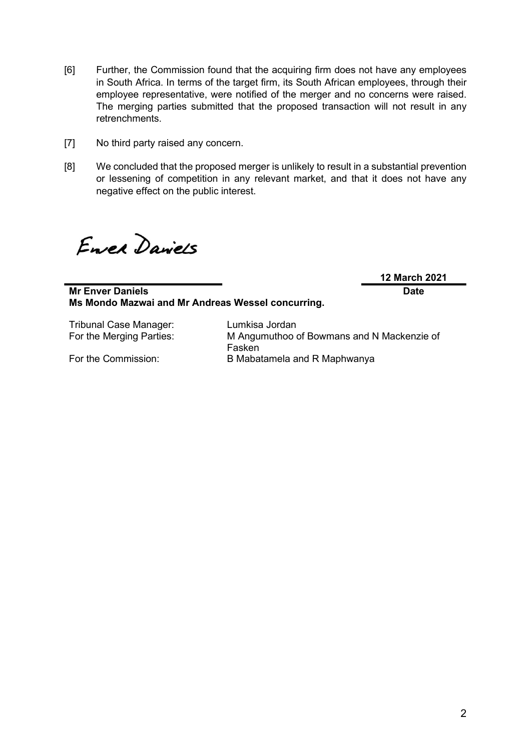[6] Further, the Commission found that the acquiring firm does not have any employees in South Africa. In terms of the target firm, its South African employees, through their employee representative, were notified of the merger and no concerns were raised. The merging parties submitted that the proposed transaction will not result in any retrenchments.

[7] No third party raised any concern.

[8] We concluded that the proposed merger is unlikely to result in a substantial prevention or lessening of competition in any relevant market, and that it does not have any negative effect on the public interest.

Enver Daniels

**12 March 2021**

**Mr Enver Daniels** | **Date**

**Ms Mondo Mazwai and Mr Andreas Wessel concurring.**

| | |
|---|---|
| Tribunal Case Manager: | Lumkisa Jordan |
| For the Merging Parties: | M Angumuthoo of Bowmans and N Mackenzie of Fasken |
| For the Commission: | B Mabatamela and R Maphwanya |